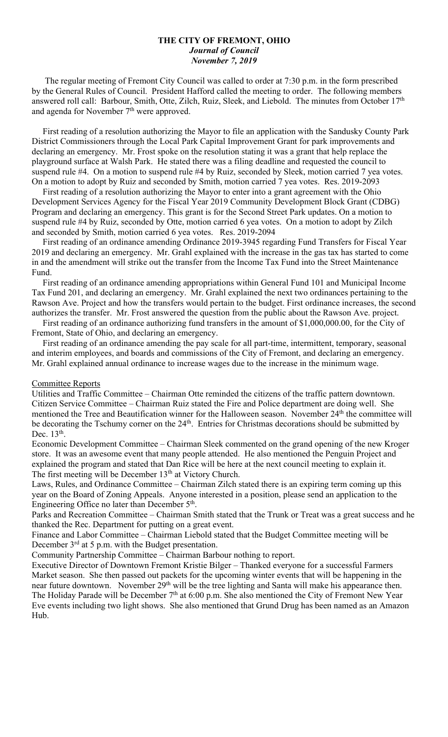# THE CITY OF FREMONT, OHIO

***Journal of Council***

***November 7, 2019***

The regular meeting of Fremont City Council was called to order at 7:30 p.m. in the form prescribed by the General Rules of Council. President Hafford called the meeting to order. The following members answered roll call: Barbour, Smith, Otte, Zilch, Ruiz, Sleek, and Liebold. The minutes from October 17th and agenda for November 7th were approved.

First reading of a resolution authorizing the Mayor to file an application with the Sandusky County Park District Commissioners through the Local Park Capital Improvement Grant for park improvements and declaring an emergency. Mr. Frost spoke on the resolution stating it was a grant that help replace the playground surface at Walsh Park. He stated there was a filing deadline and requested the council to suspend rule #4. On a motion to suspend rule #4 by Ruiz, seconded by Sleek, motion carried 7 yea votes. On a motion to adopt by Ruiz and seconded by Smith, motion carried 7 yea votes. Res. 2019-2093

First reading of a resolution authorizing the Mayor to enter into a grant agreement with the Ohio Development Services Agency for the Fiscal Year 2019 Community Development Block Grant (CDBG) Program and declaring an emergency. This grant is for the Second Street Park updates. On a motion to suspend rule #4 by Ruiz, seconded by Otte, motion carried 6 yea votes. On a motion to adopt by Zilch and seconded by Smith, motion carried 6 yea votes. Res. 2019-2094

First reading of an ordinance amending Ordinance 2019-3945 regarding Fund Transfers for Fiscal Year 2019 and declaring an emergency. Mr. Grahl explained with the increase in the gas tax has started to come in and the amendment will strike out the transfer from the Income Tax Fund into the Street Maintenance Fund.

First reading of an ordinance amending appropriations within General Fund 101 and Municipal Income Tax Fund 201, and declaring an emergency. Mr. Grahl explained the next two ordinances pertaining to the Rawson Ave. Project and how the transfers would pertain to the budget. First ordinance increases, the second authorizes the transfer. Mr. Frost answered the question from the public about the Rawson Ave. project.

First reading of an ordinance authorizing fund transfers in the amount of $1,000,000.00, for the City of Fremont, State of Ohio, and declaring an emergency.

First reading of an ordinance amending the pay scale for all part-time, intermittent, temporary, seasonal and interim employees, and boards and commissions of the City of Fremont, and declaring an emergency. Mr. Grahl explained annual ordinance to increase wages due to the increase in the minimum wage.

Committee Reports

Utilities and Traffic Committee – Chairman Otte reminded the citizens of the traffic pattern downtown.

Citizen Service Committee – Chairman Ruiz stated the Fire and Police department are doing well. She mentioned the Tree and Beautification winner for the Halloween season. November 24th the committee will be decorating the Tschumy corner on the 24th. Entries for Christmas decorations should be submitted by Dec. 13th.

Economic Development Committee – Chairman Sleek commented on the grand opening of the new Kroger store. It was an awesome event that many people attended. He also mentioned the Penguin Project and explained the program and stated that Dan Rice will be here at the next council meeting to explain it. The first meeting will be December 13th at Victory Church.

Laws, Rules, and Ordinance Committee – Chairman Zilch stated there is an expiring term coming up this year on the Board of Zoning Appeals. Anyone interested in a position, please send an application to the Engineering Office no later than December 5th.

Parks and Recreation Committee – Chairman Smith stated that the Trunk or Treat was a great success and he thanked the Rec. Department for putting on a great event.

Finance and Labor Committee – Chairman Liebold stated that the Budget Committee meeting will be December 3rd at 5 p.m. with the Budget presentation.

Community Partnership Committee – Chairman Barbour nothing to report.

Executive Director of Downtown Fremont Kristie Bilger – Thanked everyone for a successful Farmers Market season. She then passed out packets for the upcoming winter events that will be happening in the near future downtown. November 29th will be the tree lighting and Santa will make his appearance then. The Holiday Parade will be December 7th at 6:00 p.m. She also mentioned the City of Fremont New Year Eve events including two light shows. She also mentioned that Grund Drug has been named as an Amazon Hub.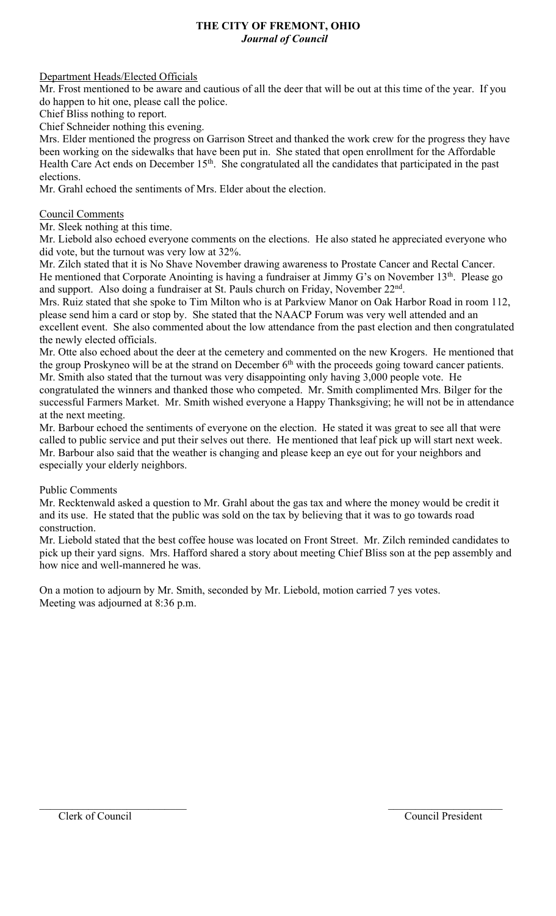# THE CITY OF FREMONT, OHIO
***Journal of Council***

Department Heads/Elected Officials

Mr. Frost mentioned to be aware and cautious of all the deer that will be out at this time of the year. If you do happen to hit one, please call the police.

Chief Bliss nothing to report.

Chief Schneider nothing this evening.

Mrs. Elder mentioned the progress on Garrison Street and thanked the work crew for the progress they have been working on the sidewalks that have been put in. She stated that open enrollment for the Affordable Health Care Act ends on December 15th. She congratulated all the candidates that participated in the past elections.

Mr. Grahl echoed the sentiments of Mrs. Elder about the election.

Council Comments

Mr. Sleek nothing at this time.

Mr. Liebold also echoed everyone comments on the elections. He also stated he appreciated everyone who did vote, but the turnout was very low at 32%.

Mr. Zilch stated that it is No Shave November drawing awareness to Prostate Cancer and Rectal Cancer. He mentioned that Corporate Anointing is having a fundraiser at Jimmy G's on November 13th. Please go and support. Also doing a fundraiser at St. Pauls church on Friday, November 22nd.

Mrs. Ruiz stated that she spoke to Tim Milton who is at Parkview Manor on Oak Harbor Road in room 112, please send him a card or stop by. She stated that the NAACP Forum was very well attended and an excellent event. She also commented about the low attendance from the past election and then congratulated the newly elected officials.

Mr. Otte also echoed about the deer at the cemetery and commented on the new Krogers. He mentioned that the group Proskyneo will be at the strand on December 6th with the proceeds going toward cancer patients.

Mr. Smith also stated that the turnout was very disappointing only having 3,000 people vote. He congratulated the winners and thanked those who competed. Mr. Smith complimented Mrs. Bilger for the successful Farmers Market. Mr. Smith wished everyone a Happy Thanksgiving; he will not be in attendance at the next meeting.

Mr. Barbour echoed the sentiments of everyone on the election. He stated it was great to see all that were called to public service and put their selves out there. He mentioned that leaf pick up will start next week. Mr. Barbour also said that the weather is changing and please keep an eye out for your neighbors and especially your elderly neighbors.

Public Comments

Mr. Recktenwald asked a question to Mr. Grahl about the gas tax and where the money would be credit it and its use. He stated that the public was sold on the tax by believing that it was to go towards road construction.

Mr. Liebold stated that the best coffee house was located on Front Street. Mr. Zilch reminded candidates to pick up their yard signs. Mrs. Hafford shared a story about meeting Chief Bliss son at the pep assembly and how nice and well-mannered he was.

On a motion to adjourn by Mr. Smith, seconded by Mr. Liebold, motion carried 7 yes votes.
Meeting was adjourned at 8:36 p.m.

\_\_\_\_\_\_\_\_\_\_\_\_\_\_\_\_\_\_\_\_\_\_\_\_\_\_\_\_ \_\_\_\_\_\_\_\_\_\_\_\_\_\_\_\_\_\_\_\_\_\_\_\_\_\_\_\_

Clerk of Council Council President